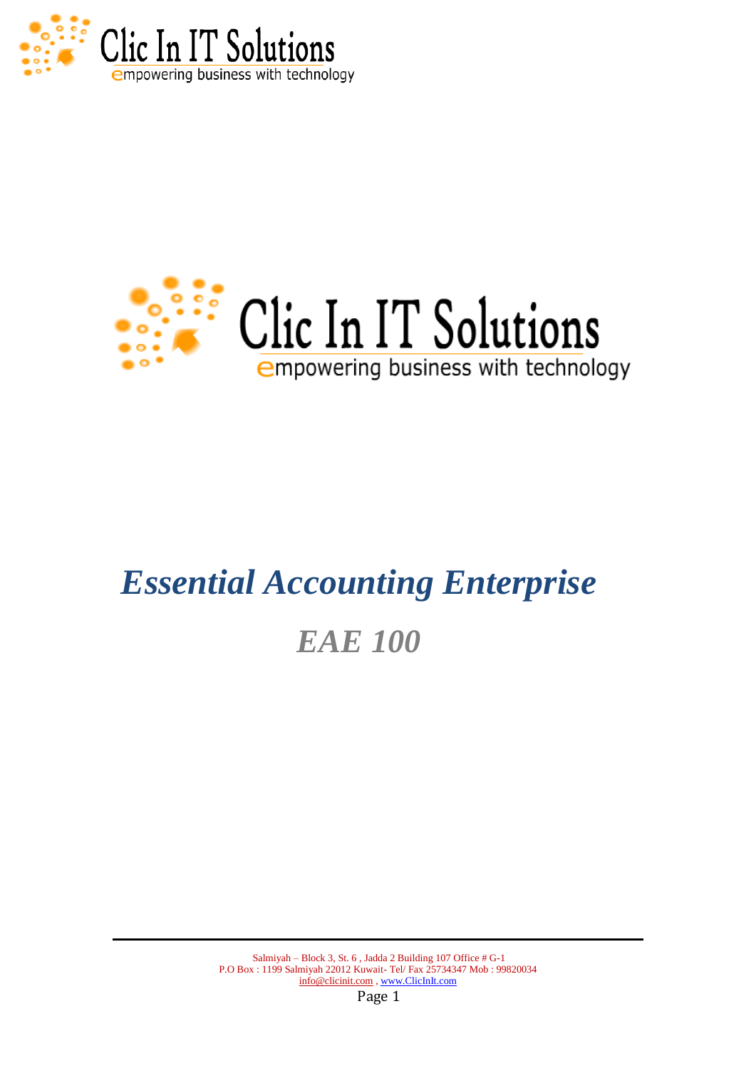Clic In IT Solutions

empowering business with technology

# *Essential Accounting Enterprise*

## *EAE 100*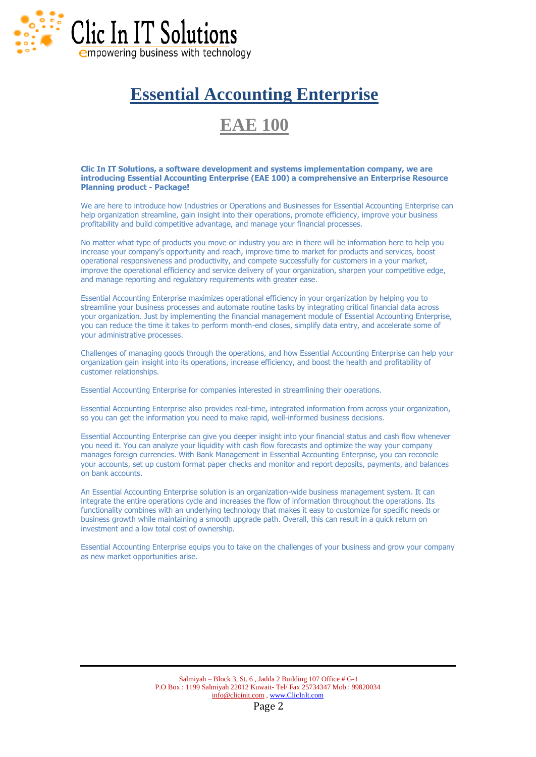# Essential Accounting Enterprise

## EAE 100

**Clic In IT Solutions, a software development and systems implementation company, we are introducing Essential Accounting Enterprise (EAE 100) a comprehensive an Enterprise Resource Planning product - Package!**

We are here to introduce how Industries or Operations and Businesses for Essential Accounting Enterprise can help organization streamline, gain insight into their operations, promote efficiency, improve your business profitability and build competitive advantage, and manage your financial processes.

No matter what type of products you move or industry you are in there will be information here to help you increase your company's opportunity and reach, improve time to market for products and services, boost operational responsiveness and productivity, and compete successfully for customers in a your market, improve the operational efficiency and service delivery of your organization, sharpen your competitive edge, and manage reporting and regulatory requirements with greater ease.

Essential Accounting Enterprise maximizes operational efficiency in your organization by helping you to streamline your business processes and automate routine tasks by integrating critical financial data across your organization. Just by implementing the financial management module of Essential Accounting Enterprise, you can reduce the time it takes to perform month-end closes, simplify data entry, and accelerate some of your administrative processes.

Challenges of managing goods through the operations, and how Essential Accounting Enterprise can help your organization gain insight into its operations, increase efficiency, and boost the health and profitability of customer relationships.

Essential Accounting Enterprise for companies interested in streamlining their operations.

Essential Accounting Enterprise also provides real-time, integrated information from across your organization, so you can get the information you need to make rapid, well-informed business decisions.

Essential Accounting Enterprise can give you deeper insight into your financial status and cash flow whenever you need it. You can analyze your liquidity with cash flow forecasts and optimize the way your company manages foreign currencies. With Bank Management in Essential Accounting Enterprise, you can reconcile your accounts, set up custom format paper checks and monitor and report deposits, payments, and balances on bank accounts.

An Essential Accounting Enterprise solution is an organization-wide business management system. It can integrate the entire operations cycle and increases the flow of information throughout the operations. Its functionality combines with an underlying technology that makes it easy to customize for specific needs or business growth while maintaining a smooth upgrade path. Overall, this can result in a quick return on investment and a low total cost of ownership.

Essential Accounting Enterprise equips you to take on the challenges of your business and grow your company as new market opportunities arise.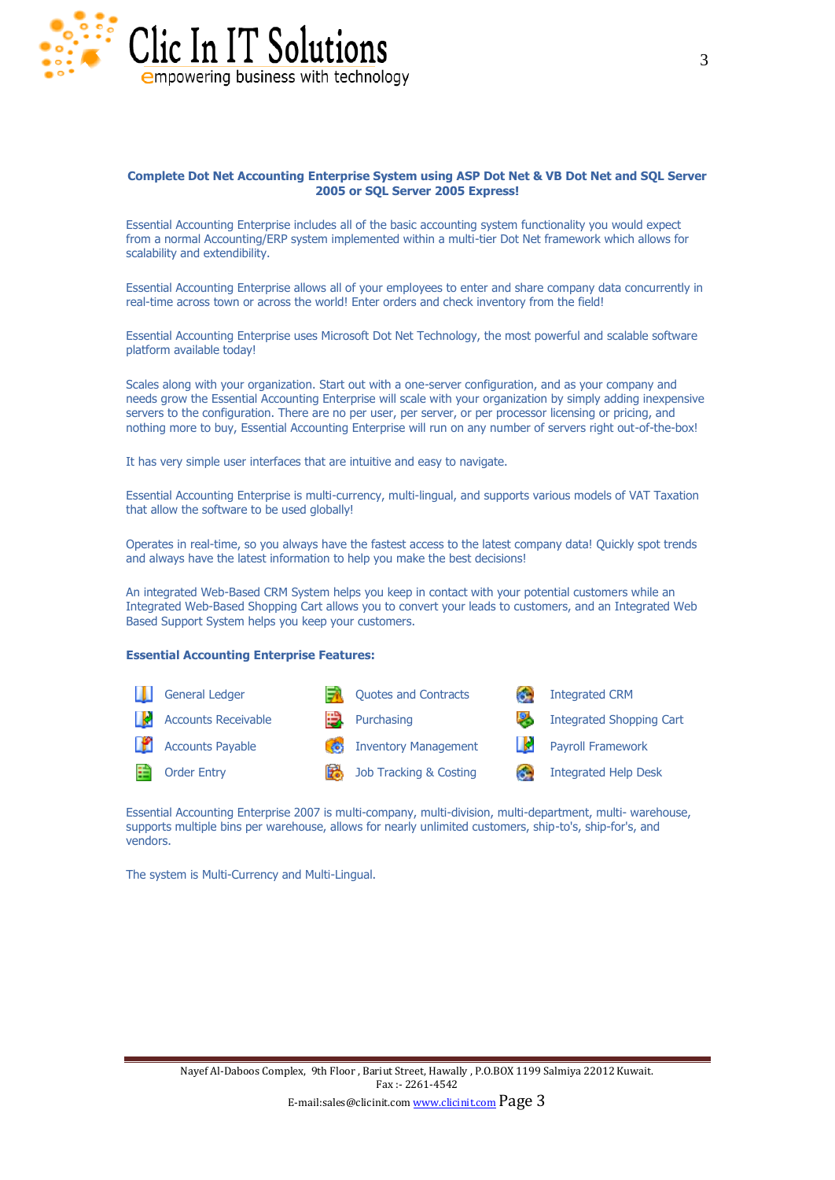**Complete Dot Net Accounting Enterprise System using ASP Dot Net & VB Dot Net and SQL Server 2005 or SQL Server 2005 Express!**

Essential Accounting Enterprise includes all of the basic accounting system functionality you would expect from a normal Accounting/ERP system implemented within a multi-tier Dot Net framework which allows for scalability and extendibility.

Essential Accounting Enterprise allows all of your employees to enter and share company data concurrently in real-time across town or across the world! Enter orders and check inventory from the field!

Essential Accounting Enterprise uses Microsoft Dot Net Technology, the most powerful and scalable software platform available today!

Scales along with your organization. Start out with a one-server configuration, and as your company and needs grow the Essential Accounting Enterprise will scale with your organization by simply adding inexpensive servers to the configuration. There are no per user, per server, or per processor licensing or pricing, and nothing more to buy, Essential Accounting Enterprise will run on any number of servers right out-of-the-box!

It has very simple user interfaces that are intuitive and easy to navigate.

Essential Accounting Enterprise is multi-currency, multi-lingual, and supports various models of VAT Taxation that allow the software to be used globally!

Operates in real-time, so you always have the fastest access to the latest company data! Quickly spot trends and always have the latest information to help you make the best decisions!

An integrated Web-Based CRM System helps you keep in contact with your potential customers while an Integrated Web-Based Shopping Cart allows you to convert your leads to customers, and an Integrated Web Based Support System helps you keep your customers.

**Essential Accounting Enterprise Features:**

- General Ledger
- Accounts Receivable
- Accounts Payable
- Order Entry
- Quotes and Contracts
- Purchasing
- Inventory Management
- Job Tracking & Costing
- Integrated CRM
- Integrated Shopping Cart
- Payroll Framework
- Integrated Help Desk

Essential Accounting Enterprise 2007 is multi-company, multi-division, multi-department, multi- warehouse, supports multiple bins per warehouse, allows for nearly unlimited customers, ship-to's, ship-for's, and vendors.

The system is Multi-Currency and Multi-Lingual.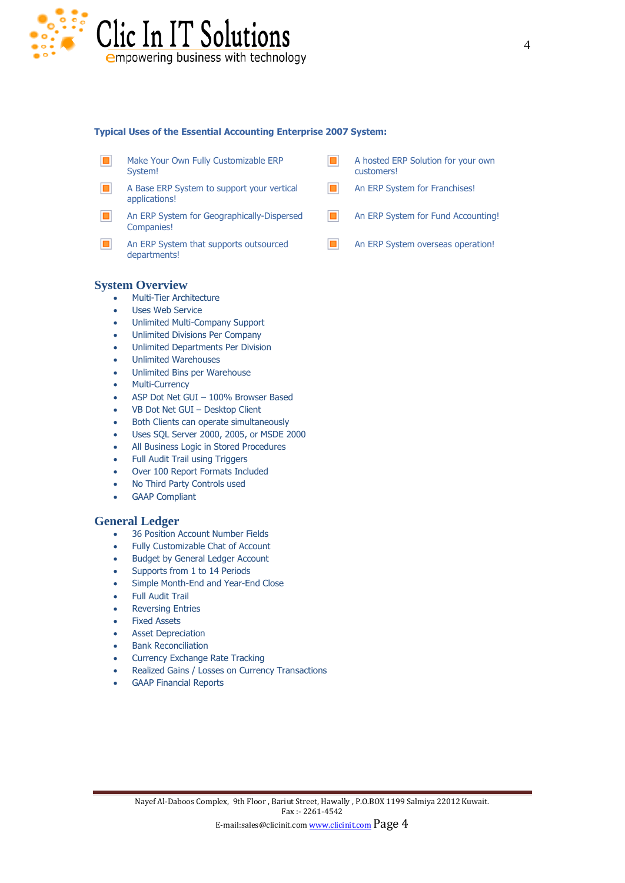### Typical Uses of the Essential Accounting Enterprise 2007 System:

- Make Your Own Fully Customizable ERP System!
- A hosted ERP Solution for your own customers!
- A Base ERP System to support your vertical applications!
- An ERP System for Franchises!
- An ERP System for Geographically-Dispersed Companies!
- An ERP System for Fund Accounting!
- An ERP System that supports outsourced departments!
- An ERP System overseas operation!

## System Overview

- Multi-Tier Architecture
- Uses Web Service
- Unlimited Multi-Company Support
- Unlimited Divisions Per Company
- Unlimited Departments Per Division
- Unlimited Warehouses
- Unlimited Bins per Warehouse
- Multi-Currency
- ASP Dot Net GUI – 100% Browser Based
- VB Dot Net GUI – Desktop Client
- Both Clients can operate simultaneously
- Uses SQL Server 2000, 2005, or MSDE 2000
- All Business Logic in Stored Procedures
- Full Audit Trail using Triggers
- Over 100 Report Formats Included
- No Third Party Controls used
- GAAP Compliant

## General Ledger

- 36 Position Account Number Fields
- Fully Customizable Chat of Account
- Budget by General Ledger Account
- Supports from 1 to 14 Periods
- Simple Month-End and Year-End Close
- Full Audit Trail
- Reversing Entries
- Fixed Assets
- Asset Depreciation
- Bank Reconciliation
- Currency Exchange Rate Tracking
- Realized Gains / Losses on Currency Transactions
- GAAP Financial Reports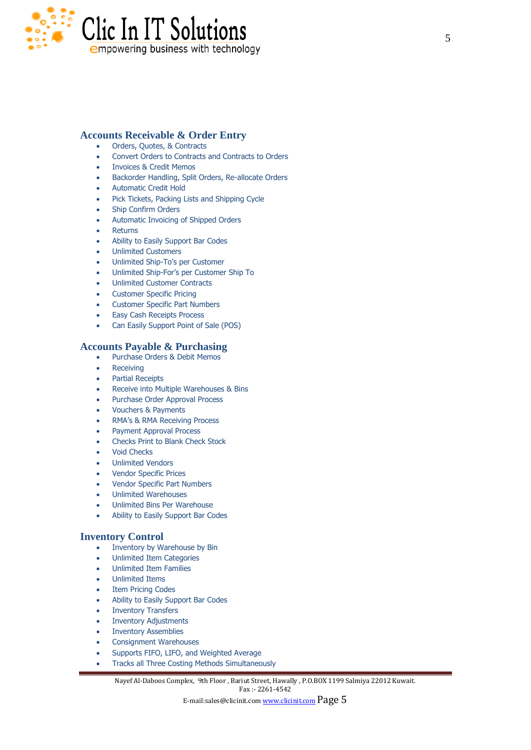## Accounts Receivable & Order Entry

- Orders, Quotes, & Contracts
- Convert Orders to Contracts and Contracts to Orders
- Invoices & Credit Memos
- Backorder Handling, Split Orders, Re-allocate Orders
- Automatic Credit Hold
- Pick Tickets, Packing Lists and Shipping Cycle
- Ship Confirm Orders
- Automatic Invoicing of Shipped Orders
- Returns
- Ability to Easily Support Bar Codes
- Unlimited Customers
- Unlimited Ship-To's per Customer
- Unlimited Ship-For's per Customer Ship To
- Unlimited Customer Contracts
- Customer Specific Pricing
- Customer Specific Part Numbers
- Easy Cash Receipts Process
- Can Easily Support Point of Sale (POS)

## Accounts Payable & Purchasing

- Purchase Orders & Debit Memos
- Receiving
- Partial Receipts
- Receive into Multiple Warehouses & Bins
- Purchase Order Approval Process
- Vouchers & Payments
- RMA's & RMA Receiving Process
- Payment Approval Process
- Checks Print to Blank Check Stock
- Void Checks
- Unlimited Vendors
- Vendor Specific Prices
- Vendor Specific Part Numbers
- Unlimited Warehouses
- Unlimited Bins Per Warehouse
- Ability to Easily Support Bar Codes

## Inventory Control

- Inventory by Warehouse by Bin
- Unlimited Item Categories
- Unlimited Item Families
- Unlimited Items
- Item Pricing Codes
- Ability to Easily Support Bar Codes
- Inventory Transfers
- Inventory Adjustments
- Inventory Assemblies
- Consignment Warehouses
- Supports FIFO, LIFO, and Weighted Average
- Tracks all Three Costing Methods Simultaneously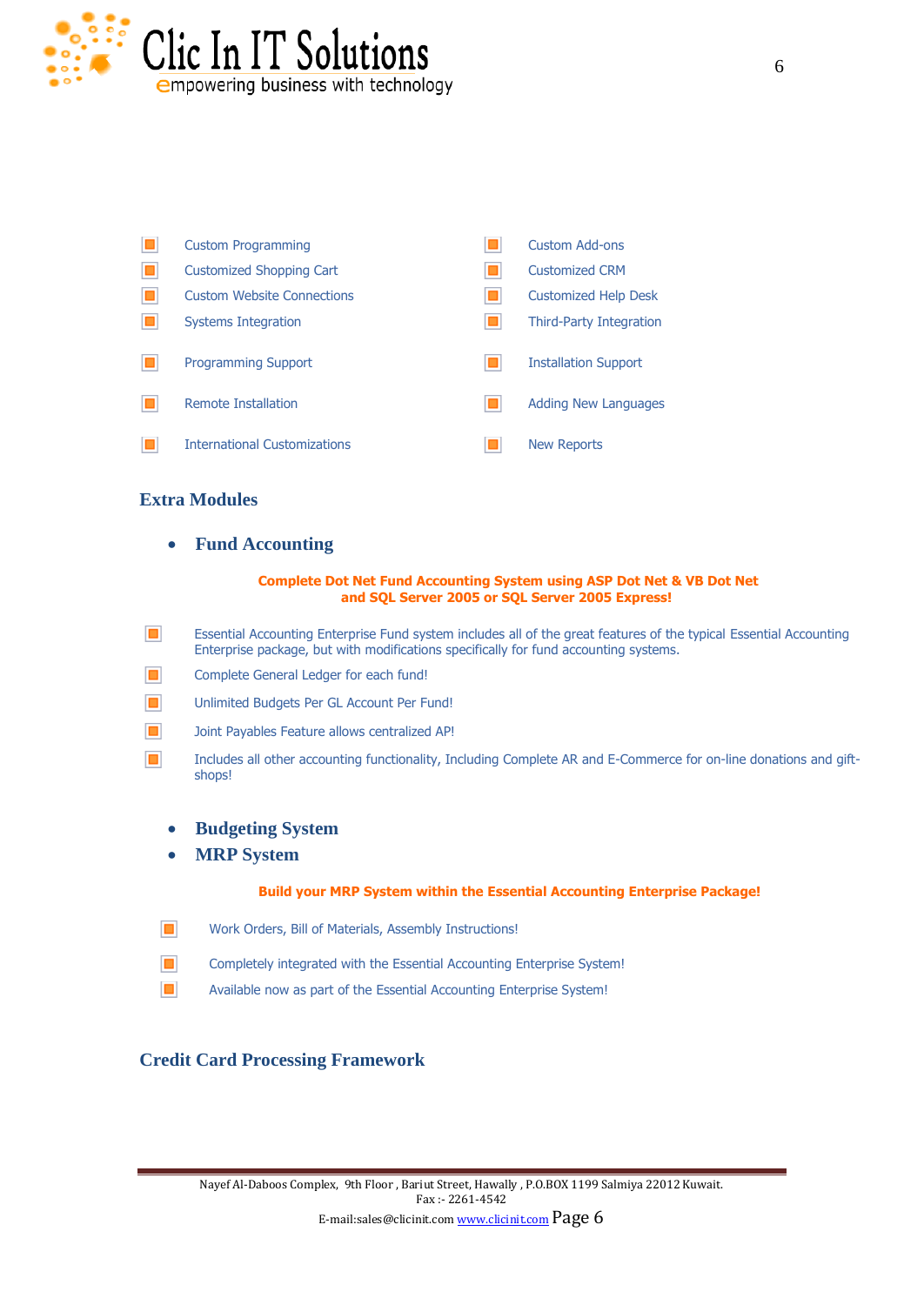- Custom Programming
- Custom Add-ons
- Customized Shopping Cart
- Customized CRM
- Custom Website Connections
- Customized Help Desk
- Systems Integration
- Third-Party Integration
- Programming Support
- Installation Support
- Remote Installation
- Adding New Languages
- International Customizations
- New Reports

## Extra Modules

- **Fund Accounting**

**Complete Dot Net Fund Accounting System using ASP Dot Net & VB Dot Net and SQL Server 2005 or SQL Server 2005 Express!**

- Essential Accounting Enterprise Fund system includes all of the great features of the typical Essential Accounting Enterprise package, but with modifications specifically for fund accounting systems.
- Complete General Ledger for each fund!
- Unlimited Budgets Per GL Account Per Fund!
- Joint Payables Feature allows centralized AP!
- Includes all other accounting functionality, Including Complete AR and E-Commerce for on-line donations and gift-shops!

- **Budgeting System**
- **MRP System**

**Build your MRP System within the Essential Accounting Enterprise Package!**

- Work Orders, Bill of Materials, Assembly Instructions!
- Completely integrated with the Essential Accounting Enterprise System!
- Available now as part of the Essential Accounting Enterprise System!

## Credit Card Processing Framework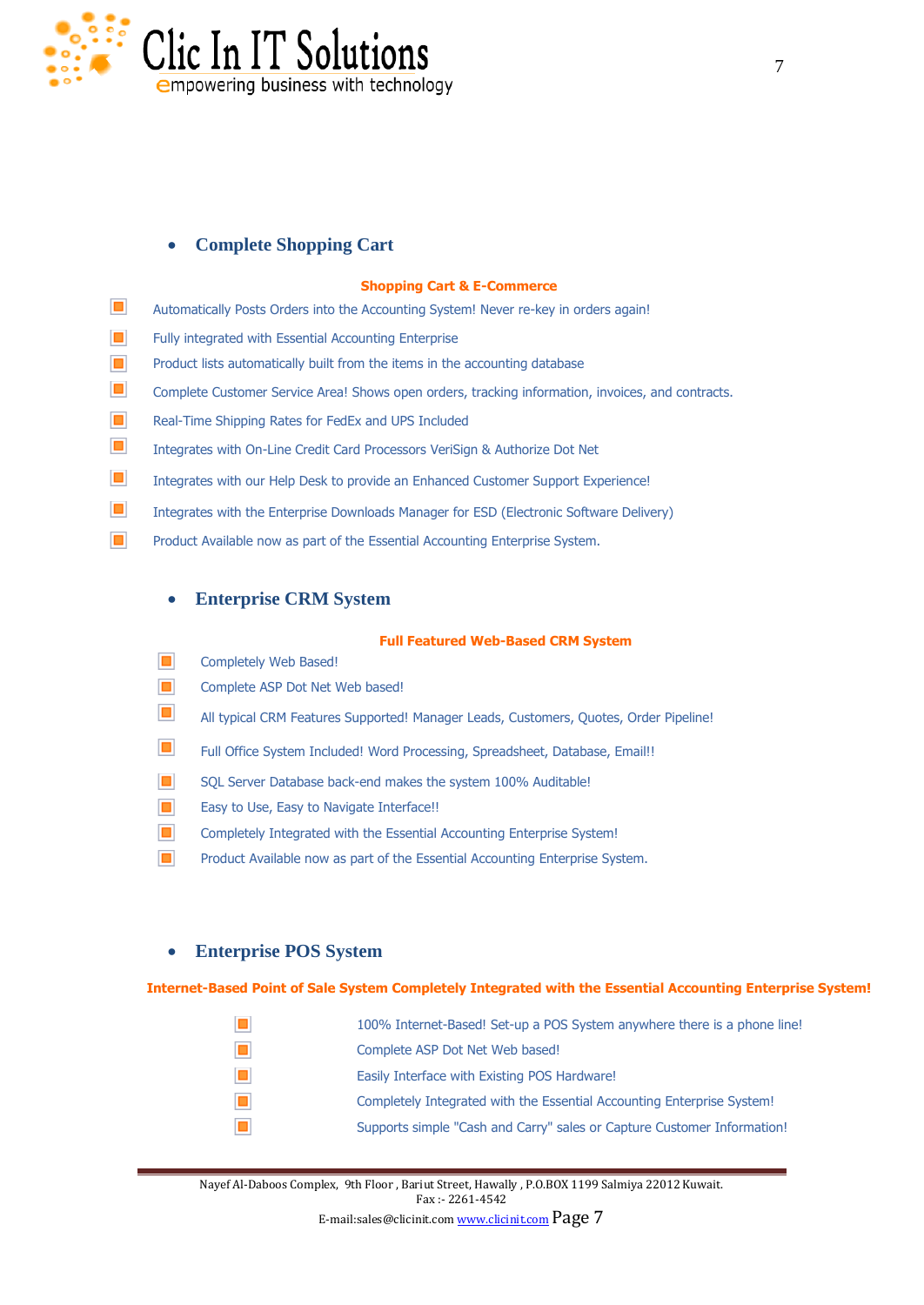- ## Complete Shopping Cart

**Shopping Cart & E-Commerce**

- Automatically Posts Orders into the Accounting System! Never re-key in orders again!
- Fully integrated with Essential Accounting Enterprise
- Product lists automatically built from the items in the accounting database
- Complete Customer Service Area! Shows open orders, tracking information, invoices, and contracts.
- Real-Time Shipping Rates for FedEx and UPS Included
- Integrates with On-Line Credit Card Processors VeriSign & Authorize Dot Net
- Integrates with our Help Desk to provide an Enhanced Customer Support Experience!
- Integrates with the Enterprise Downloads Manager for ESD (Electronic Software Delivery)
- Product Available now as part of the Essential Accounting Enterprise System.

- ## Enterprise CRM System

**Full Featured Web-Based CRM System**

- Completely Web Based!
- Complete ASP Dot Net Web based!
- All typical CRM Features Supported! Manager Leads, Customers, Quotes, Order Pipeline!
- Full Office System Included! Word Processing, Spreadsheet, Database, Email!!
- SQL Server Database back-end makes the system 100% Auditable!
- Easy to Use, Easy to Navigate Interface!!
- Completely Integrated with the Essential Accounting Enterprise System!
- Product Available now as part of the Essential Accounting Enterprise System.

- ## Enterprise POS System

**Internet-Based Point of Sale System Completely Integrated with the Essential Accounting Enterprise System!**

- 100% Internet-Based! Set-up a POS System anywhere there is a phone line!
- Complete ASP Dot Net Web based!
- Easily Interface with Existing POS Hardware!
- Completely Integrated with the Essential Accounting Enterprise System!
- Supports simple "Cash and Carry" sales or Capture Customer Information!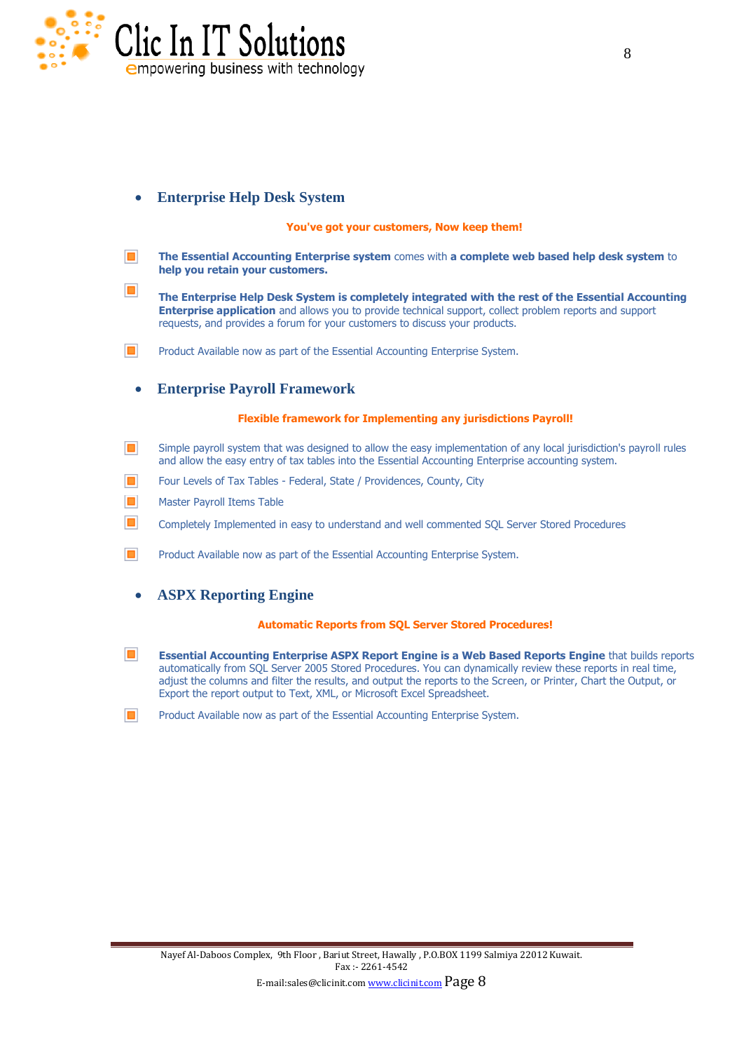- **Enterprise Help Desk System**

**You've got your customers, Now keep them!**

- **The Essential Accounting Enterprise system** comes with **a complete web based help desk system** to **help you retain your customers.**
- **The Enterprise Help Desk System is completely integrated with the rest of the Essential Accounting Enterprise application** and allows you to provide technical support, collect problem reports and support requests, and provides a forum for your customers to discuss your products.
- Product Available now as part of the Essential Accounting Enterprise System.

- **Enterprise Payroll Framework**

**Flexible framework for Implementing any jurisdictions Payroll!**

- Simple payroll system that was designed to allow the easy implementation of any local jurisdiction's payroll rules and allow the easy entry of tax tables into the Essential Accounting Enterprise accounting system.
- Four Levels of Tax Tables - Federal, State / Providences, County, City
- Master Payroll Items Table
- Completely Implemented in easy to understand and well commented SQL Server Stored Procedures
- Product Available now as part of the Essential Accounting Enterprise System.

- **ASPX Reporting Engine**

**Automatic Reports from SQL Server Stored Procedures!**

- **Essential Accounting Enterprise ASPX Report Engine is a Web Based Reports Engine** that builds reports automatically from SQL Server 2005 Stored Procedures. You can dynamically review these reports in real time, adjust the columns and filter the results, and output the reports to the Screen, or Printer, Chart the Output, or Export the report output to Text, XML, or Microsoft Excel Spreadsheet.
- Product Available now as part of the Essential Accounting Enterprise System.